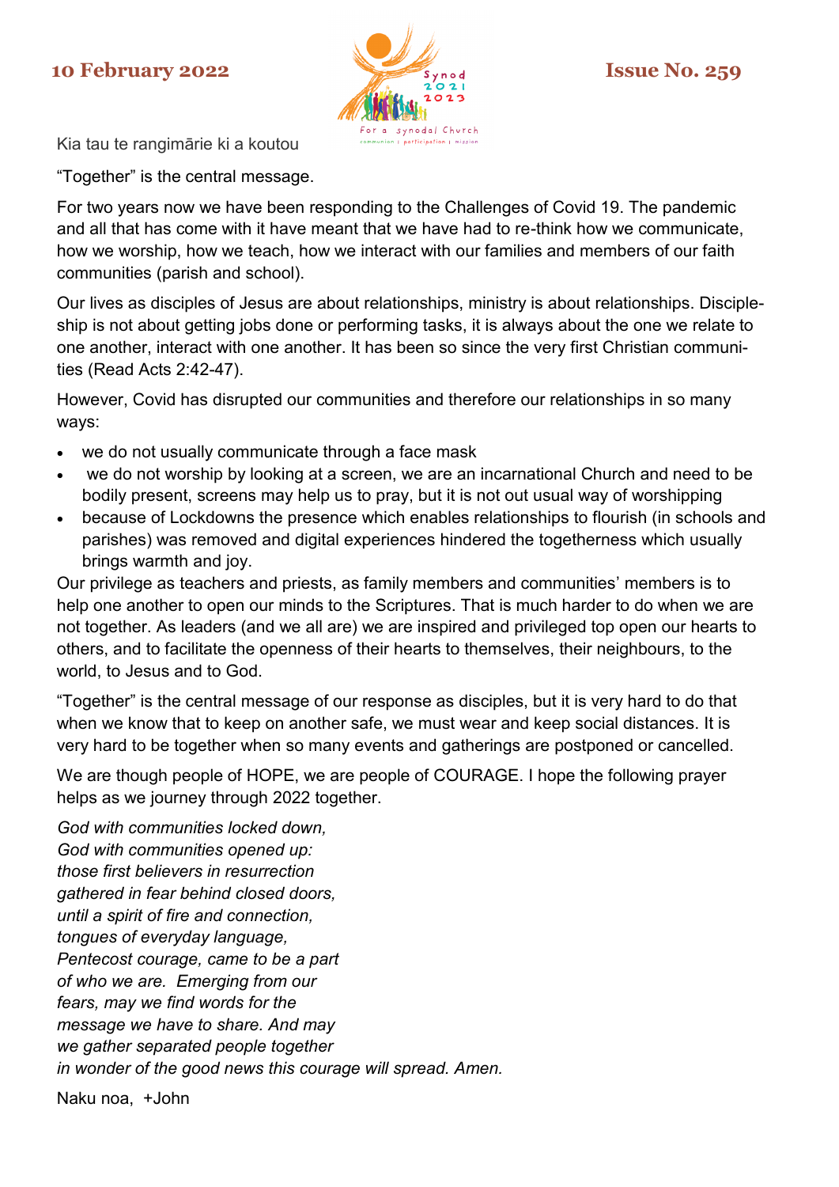**10 February 2022** **Issue No. 259**

Kia tau te rangimārie ki a koutou

"Together" is the central message.

For two years now we have been responding to the Challenges of Covid 19. The pandemic and all that has come with it have meant that we have had to re-think how we communicate, how we worship, how we teach, how we interact with our families and members of our faith communities (parish and school).

Our lives as disciples of Jesus are about relationships, ministry is about relationships. Discipleship is not about getting jobs done or performing tasks, it is always about the one we relate to one another, interact with one another. It has been so since the very first Christian communities (Read Acts 2:42-47).

However, Covid has disrupted our communities and therefore our relationships in so many ways:

- we do not usually communicate through a face mask
- we do not worship by looking at a screen, we are an incarnational Church and need to be bodily present, screens may help us to pray, but it is not out usual way of worshipping
- because of Lockdowns the presence which enables relationships to flourish (in schools and parishes) was removed and digital experiences hindered the togetherness which usually brings warmth and joy.

Our privilege as teachers and priests, as family members and communities' members is to help one another to open our minds to the Scriptures. That is much harder to do when we are not together. As leaders (and we all are) we are inspired and privileged top open our hearts to others, and to facilitate the openness of their hearts to themselves, their neighbours, to the world, to Jesus and to God.

"Together" is the central message of our response as disciples, but it is very hard to do that when we know that to keep on another safe, we must wear and keep social distances. It is very hard to be together when so many events and gatherings are postponed or cancelled.

We are though people of HOPE, we are people of COURAGE. I hope the following prayer helps as we journey through 2022 together.

*God with communities locked down,*
*God with communities opened up:*
*those first believers in resurrection*
*gathered in fear behind closed doors,*
*until a spirit of fire and connection,*
*tongues of everyday language,*
*Pentecost courage, came to be a part*
*of who we are. Emerging from our*
*fears, may we find words for the*
*message we have to share. And may*
*we gather separated people together*
*in wonder of the good news this courage will spread. Amen.*

Naku noa, +John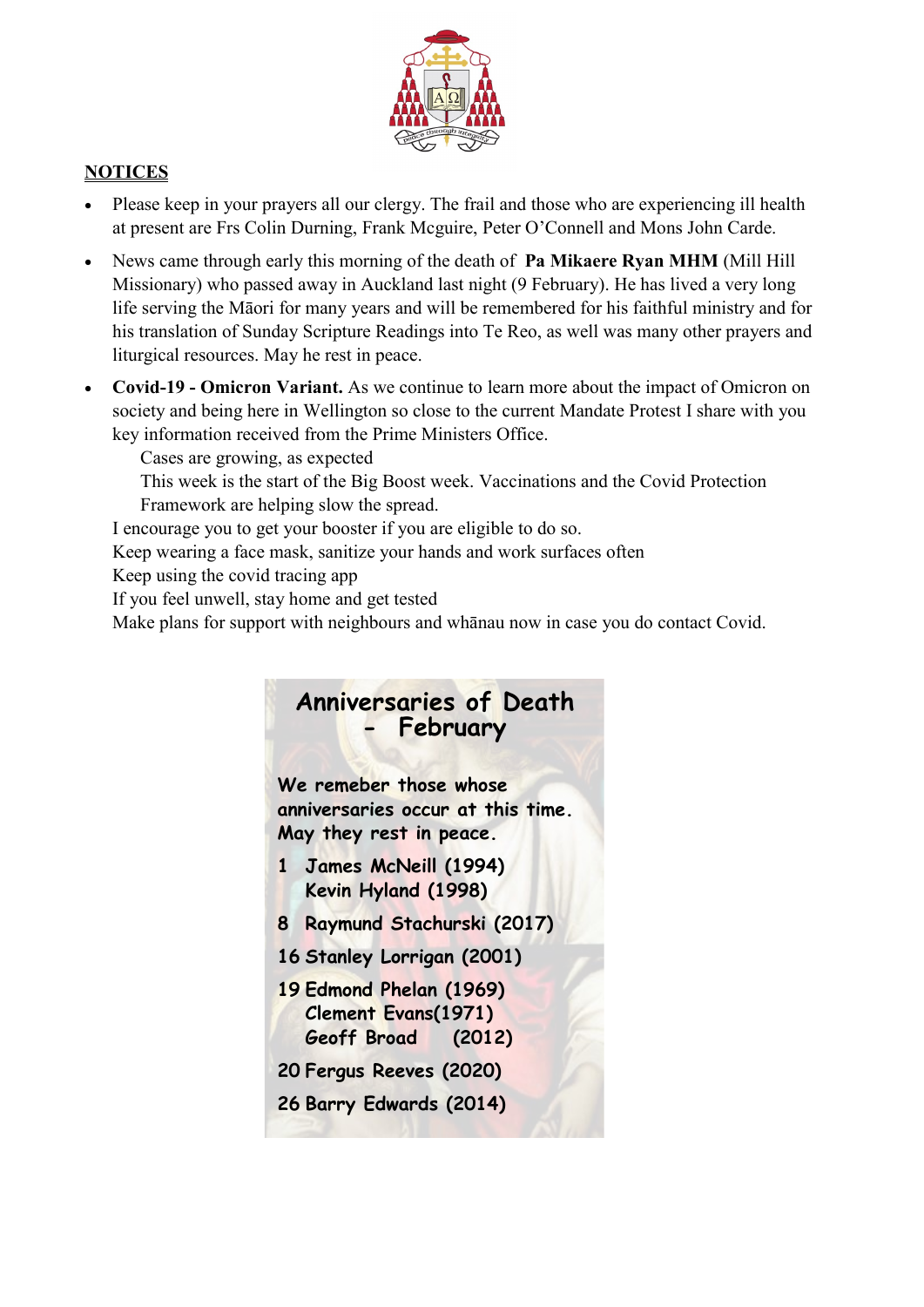## NOTICES

- Please keep in your prayers all our clergy. The frail and those who are experiencing ill health at present are Frs Colin Durning, Frank Mcguire, Peter O'Connell and Mons John Carde.
- News came through early this morning of the death of **Pa Mikaere Ryan MHM** (Mill Hill Missionary) who passed away in Auckland last night (9 February). He has lived a very long life serving the Māori for many years and will be remembered for his faithful ministry and for his translation of Sunday Scripture Readings into Te Reo, as well was many other prayers and liturgical resources. May he rest in peace.
- **Covid-19 - Omicron Variant.** As we continue to learn more about the impact of Omicron on society and being here in Wellington so close to the current Mandate Protest I share with you key information received from the Prime Ministers Office.

  Cases are growing, as expected

  This week is the start of the Big Boost week. Vaccinations and the Covid Protection Framework are helping slow the spread.

  I encourage you to get your booster if you are eligible to do so.
  Keep wearing a face mask, sanitize your hands and work surfaces often
  Keep using the covid tracing app
  If you feel unwell, stay home and get tested
  Make plans for support with neighbours and whānau now in case you do contact Covid.

### Anniversaries of Death - February

We remeber those whose anniversaries occur at this time. May they rest in peace.

1 James McNeill (1994)
Kevin Hyland (1998)

8 Raymund Stachurski (2017)

16 Stanley Lorrigan (2001)

19 Edmond Phelan (1969)
Clement Evans(1971)
Geoff Broad (2012)

20 Fergus Reeves (2020)

26 Barry Edwards (2014)